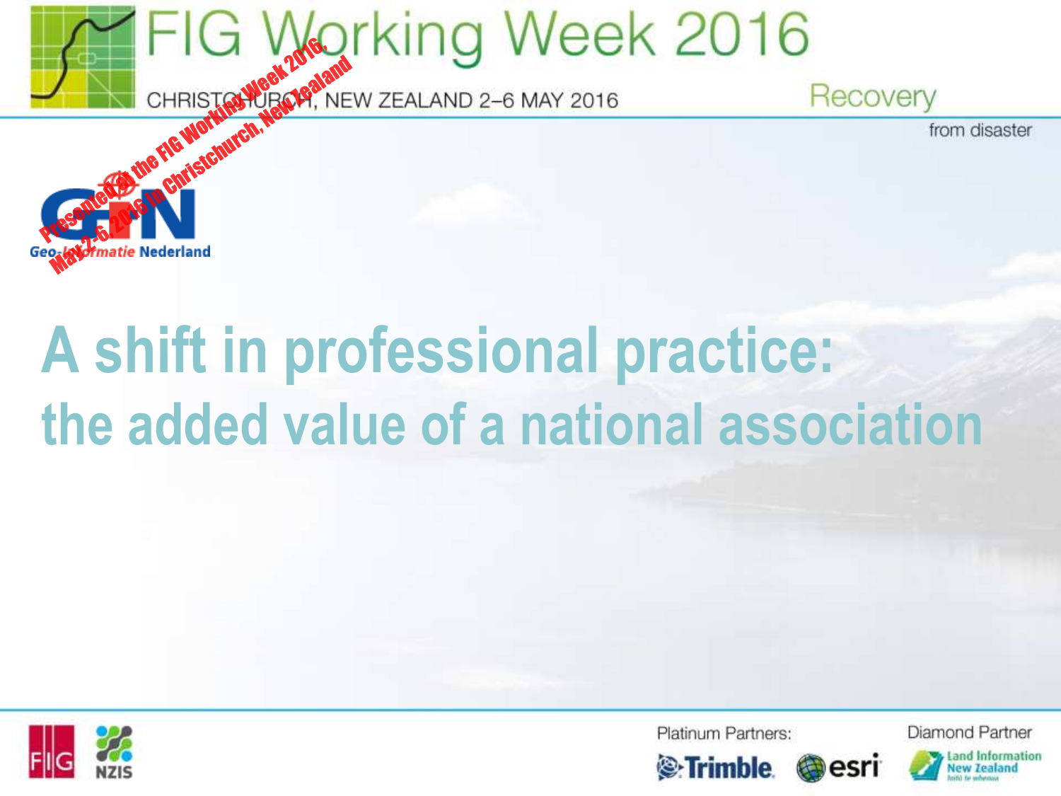# FIG Working Week 2016

CHRISTCHURCH, NEW ZEALAND 2–6 MAY 2016

Recovery from disaster

Presented at the FIG Working Week 2016, May 2-6, 2016 in Christchurch, New Zealand

Geo-Informatie Nederland

# A shift in professional practice: the added value of a national association

Platinum Partners: Trimble, esri

Diamond Partner: Land Information New Zealand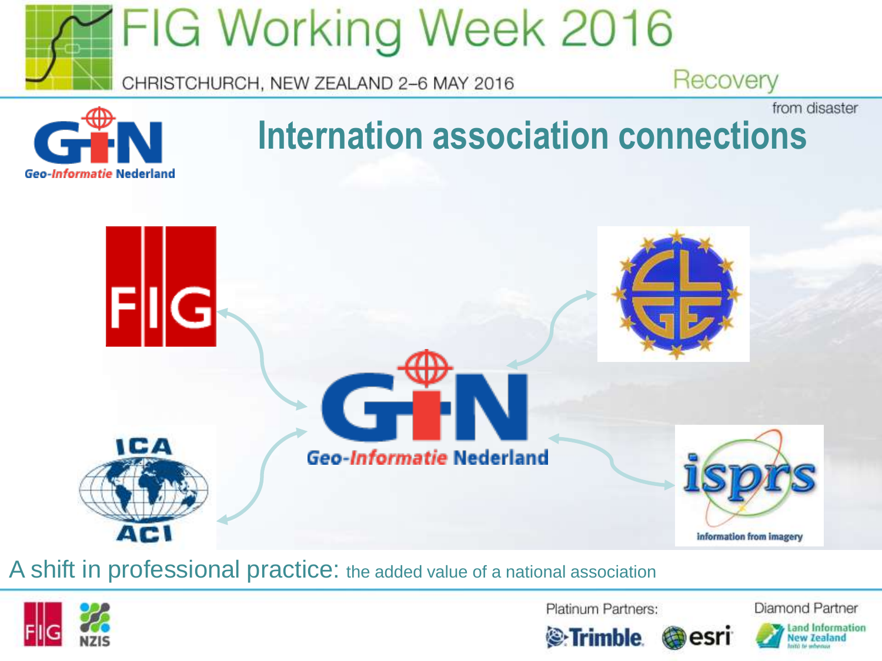# Internation association connections

FIG

EGLE

GIN Geo-Informatie Nederland

ICA ACI

isprs information from imagery

A shift in professional practice: the added value of a national association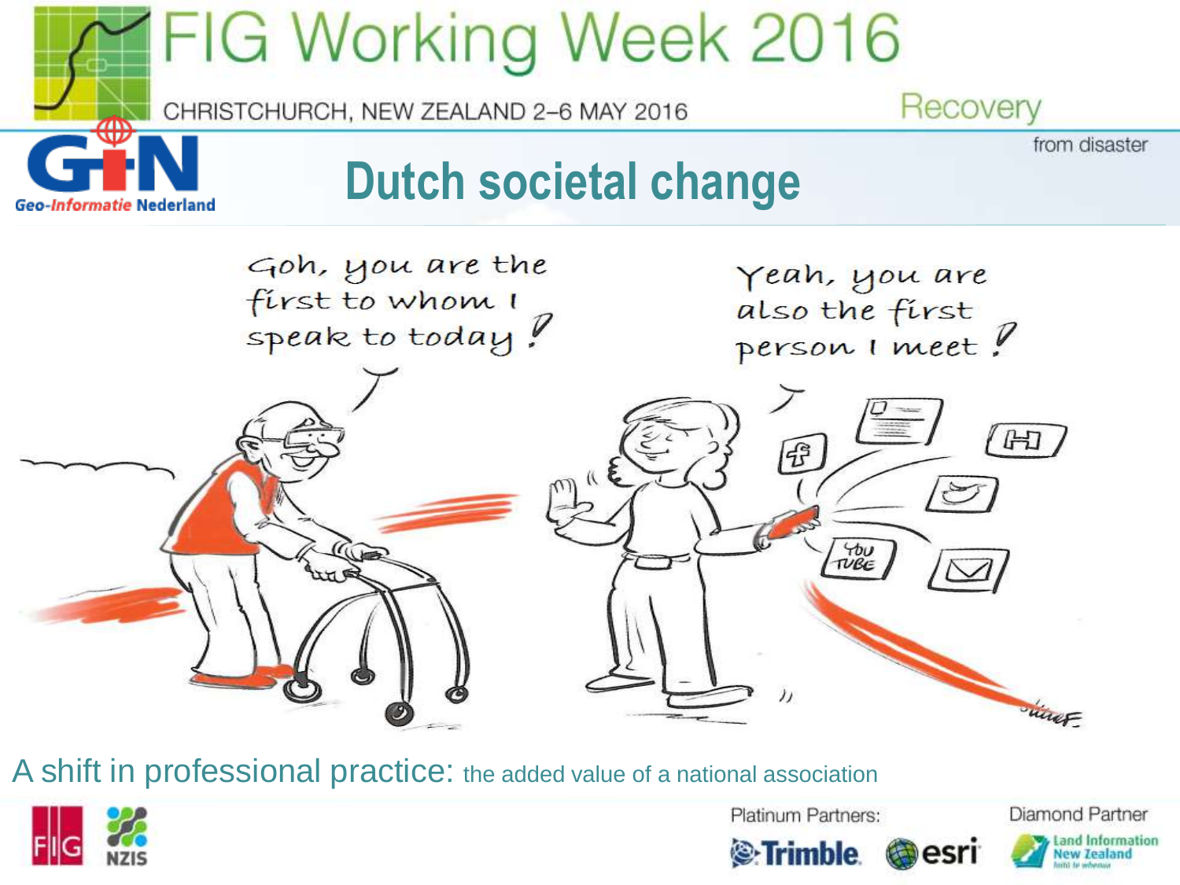# Dutch societal change

Goh, you are the first to whom I speak to today!

Yeah, you are also the first person I meet!

A shift in professional practice: the added value of a national association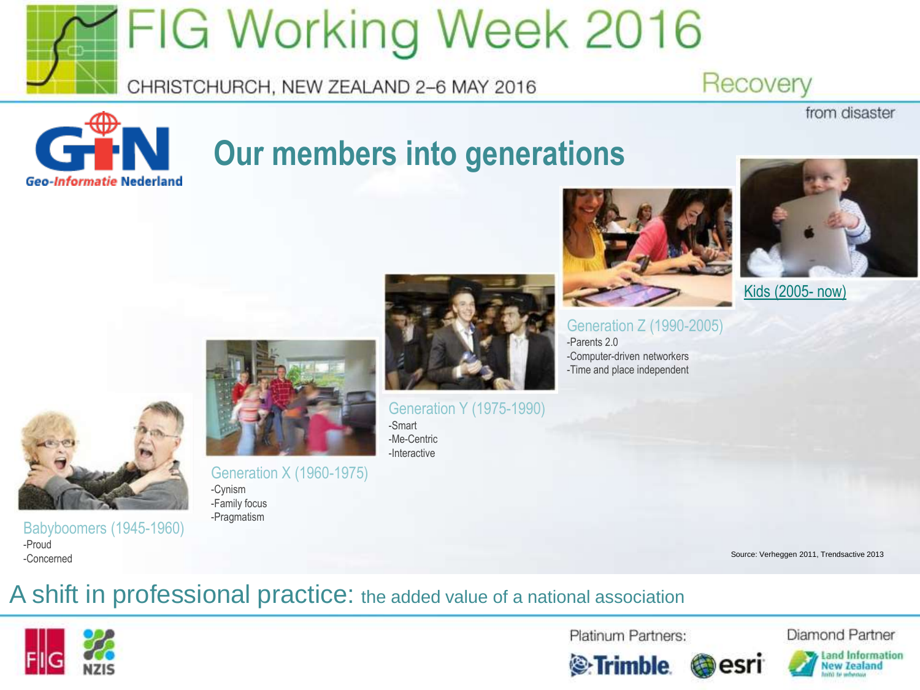# Our members into generations

Babyboomers (1945-1960)
- Proud
- Concerned

Generation X (1960-1975)
- Cynism
- Family focus
- Pragmatism

Generation Y (1975-1990)
- Smart
- Me-Centric
- Interactive

Generation Z (1990-2005)
- Parents 2.0
- Computer-driven networkers
- Time and place independent

Kids (2005- now)

Source: Verheggen 2011, Trendsactive 2013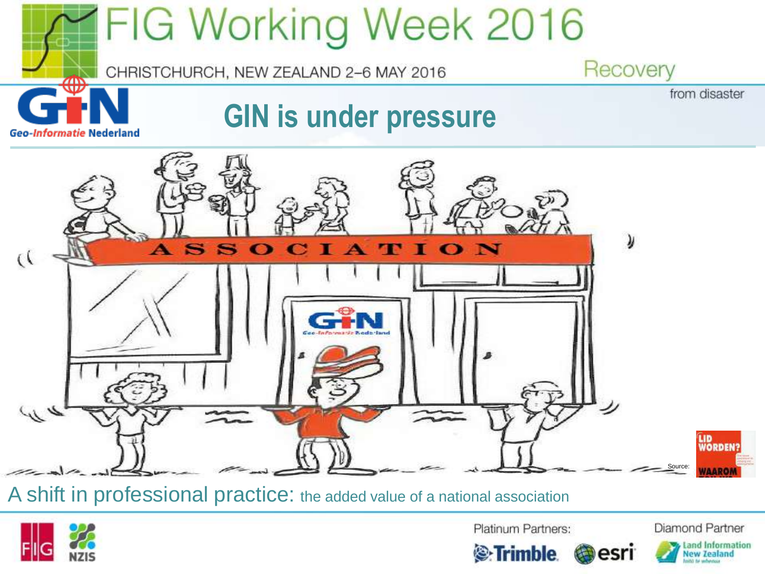## GIN is under pressure

Source:

A shift in professional practice: the added value of a national association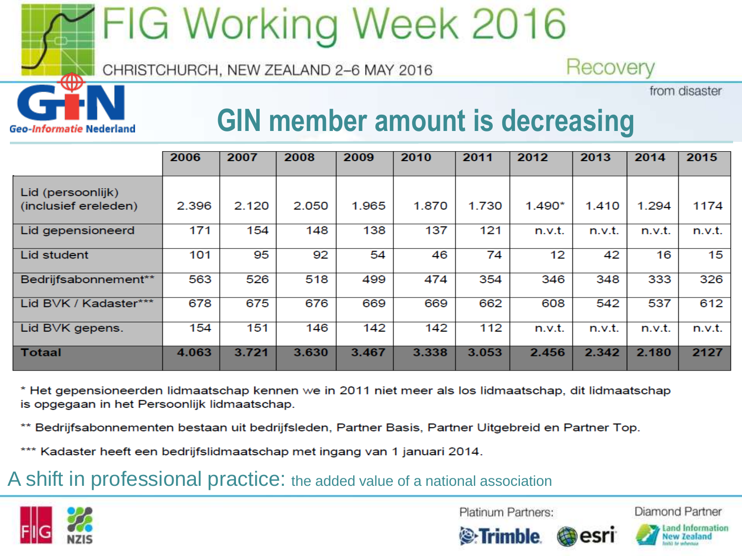# GIN member amount is decreasing

|  | 2006 | 2007 | 2008 | 2009 | 2010 | 2011 | 2012 | 2013 | 2014 | 2015 |
|---|---|---|---|---|---|---|---|---|---|---|
| Lid (persoonlijk) (inclusief ereleden) | 2.396 | 2.120 | 2.050 | 1.965 | 1.870 | 1.730 | 1.490* | 1.410 | 1.294 | 1174 |
| Lid gepensioneerd | 171 | 154 | 148 | 138 | 137 | 121 | n.v.t. | n.v.t. | n.v.t. | n.v.t. |
| Lid student | 101 | 95 | 92 | 54 | 46 | 74 | 12 | 42 | 16 | 15 |
| Bedrijfsabonnement** | 563 | 526 | 518 | 499 | 474 | 354 | 346 | 348 | 333 | 326 |
| Lid BVK / Kadaster*** | 678 | 675 | 676 | 669 | 669 | 662 | 608 | 542 | 537 | 612 |
| Lid BVK gepens. | 154 | 151 | 146 | 142 | 142 | 112 | n.v.t. | n.v.t. | n.v.t. | n.v.t. |
| **Totaal** | **4.063** | **3.721** | **3.630** | **3.467** | **3.338** | **3.053** | **2.456** | **2.342** | **2.180** | **2127** |

* Het gepensioneerden lidmaatschap kennen we in 2011 niet meer als los lidmaatschap, dit lidmaatschap is opgegaan in het Persoonlijk lidmaatschap.

** Bedrijfsabonnementen bestaan uit bedrijfsleden, Partner Basis, Partner Uitgebreid en Partner Top.

*** Kadaster heeft een bedrijfslidmaatschap met ingang van 1 januari 2014.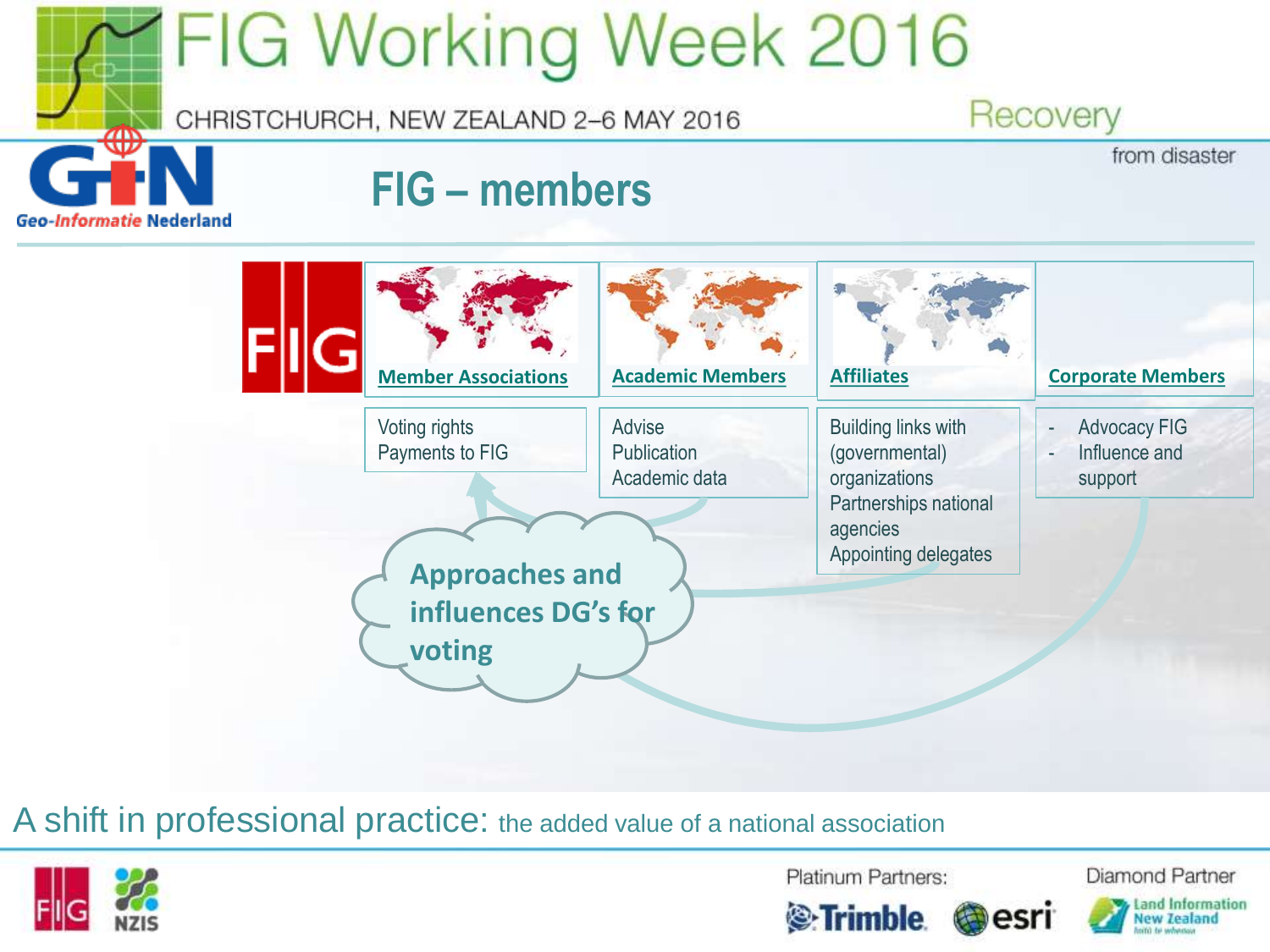## FIG – members

| Member Associations | Academic Members | Affiliates | Corporate Members |
| --- | --- | --- | --- |
| Voting rights<br>Payments to FIG | Advise<br>Publication<br>Academic data | Building links with (governmental) organizations<br>Partnerships national agencies<br>Appointing delegates | - Advocacy FIG<br>- Influence and support |

**Approaches and influences DG's for voting**

A shift in professional practice: the added value of a national association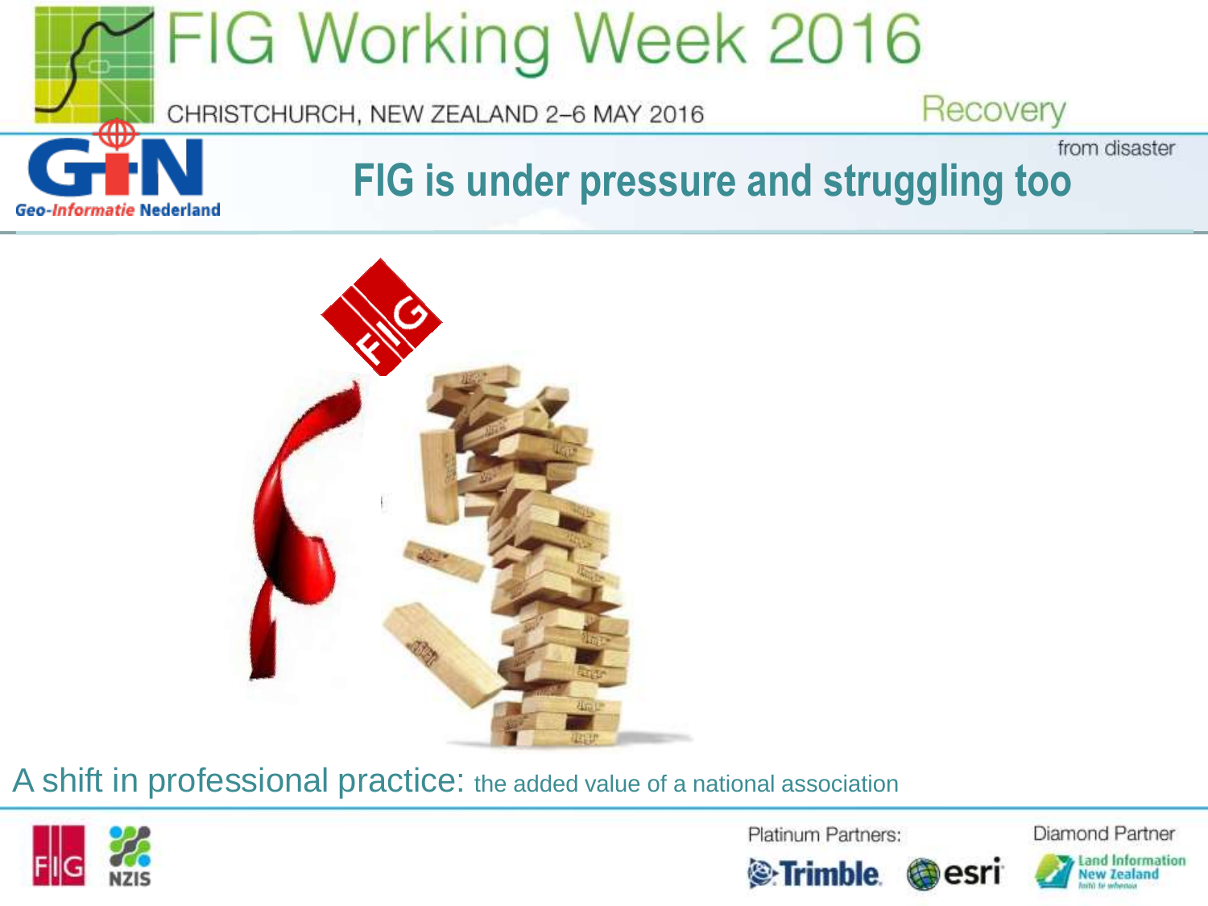## FIG is under pressure and struggling too

A shift in professional practice: the added value of a national association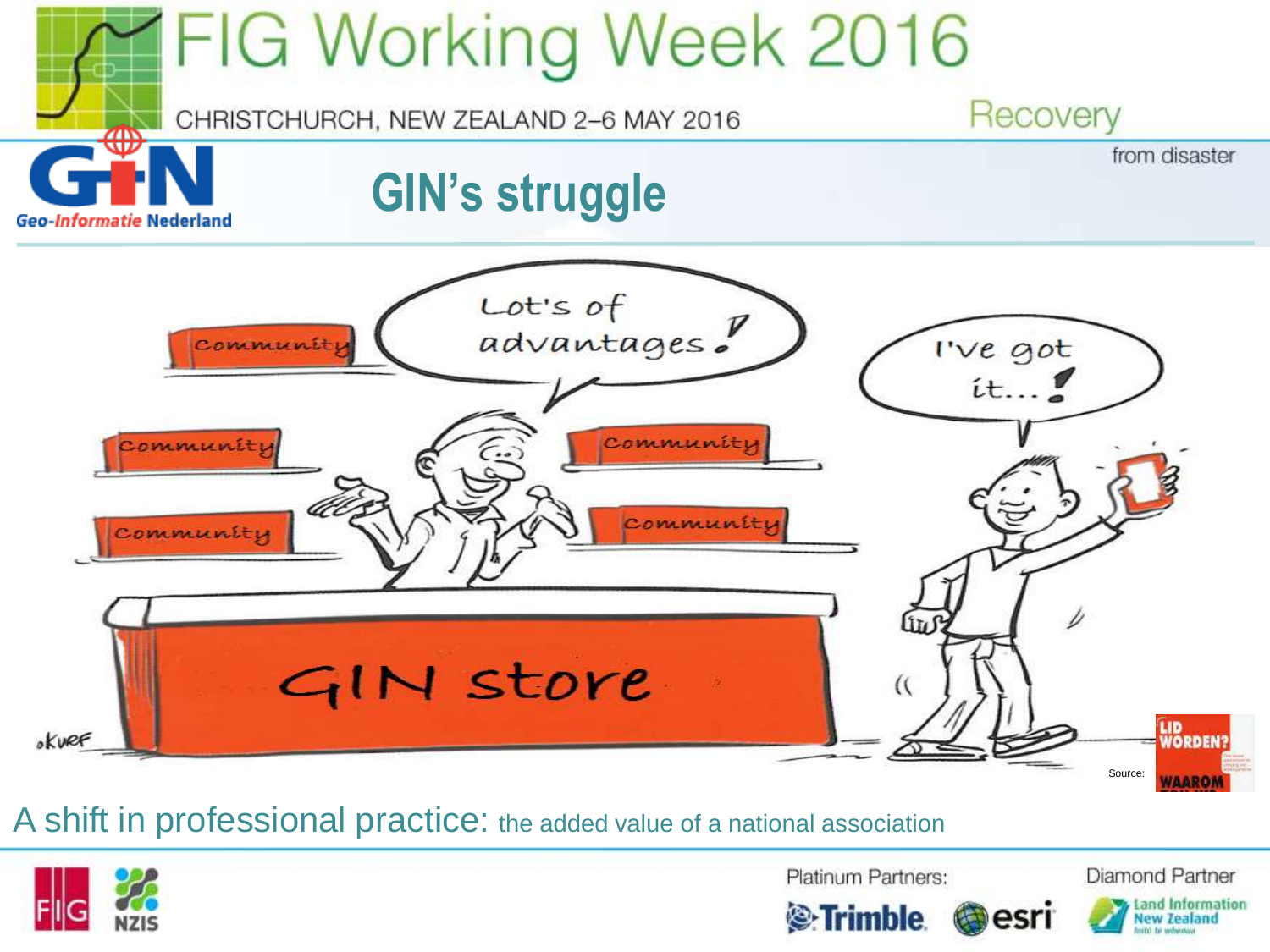# GIN's struggle

Lot's of advantages!

I've got it...!

Community

Community

Community

Community

Community

GIN store

Source:

A shift in professional practice: the added value of a national association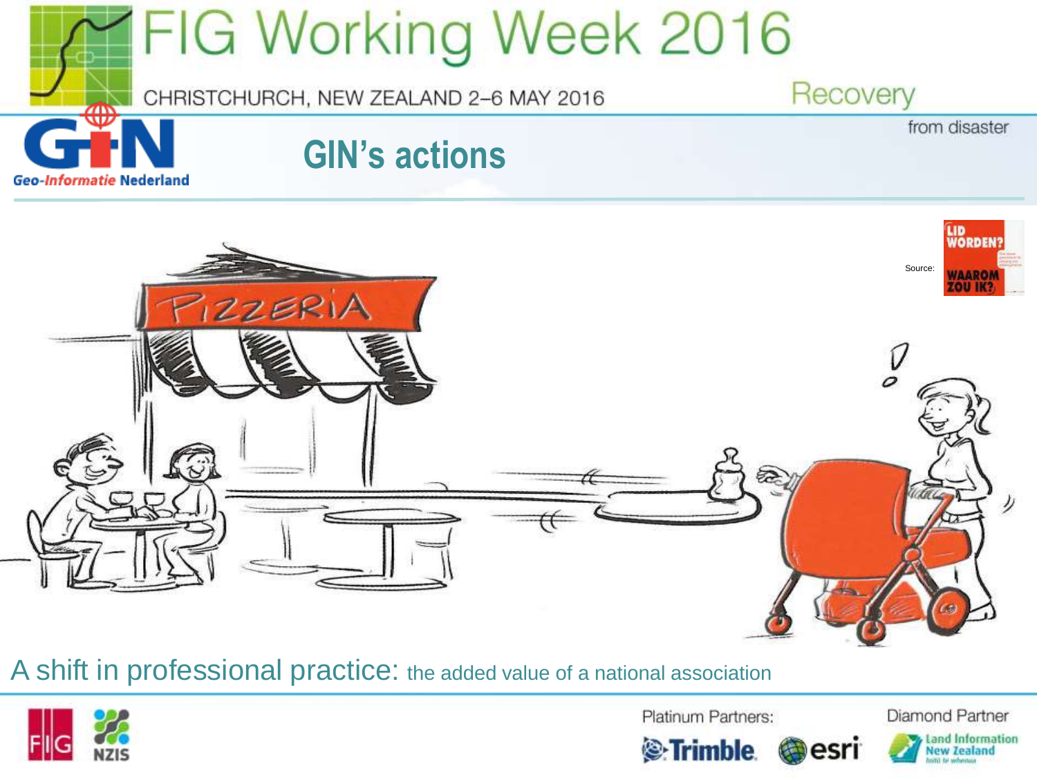## GIN's actions

Source:

A shift in professional practice: the added value of a national association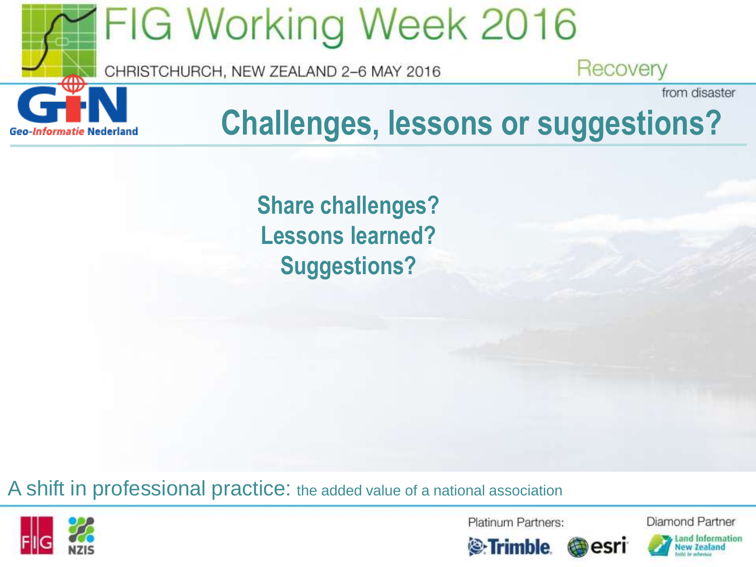# Challenges, lessons or suggestions?

**Share challenges?**
**Lessons learned?**
**Suggestions?**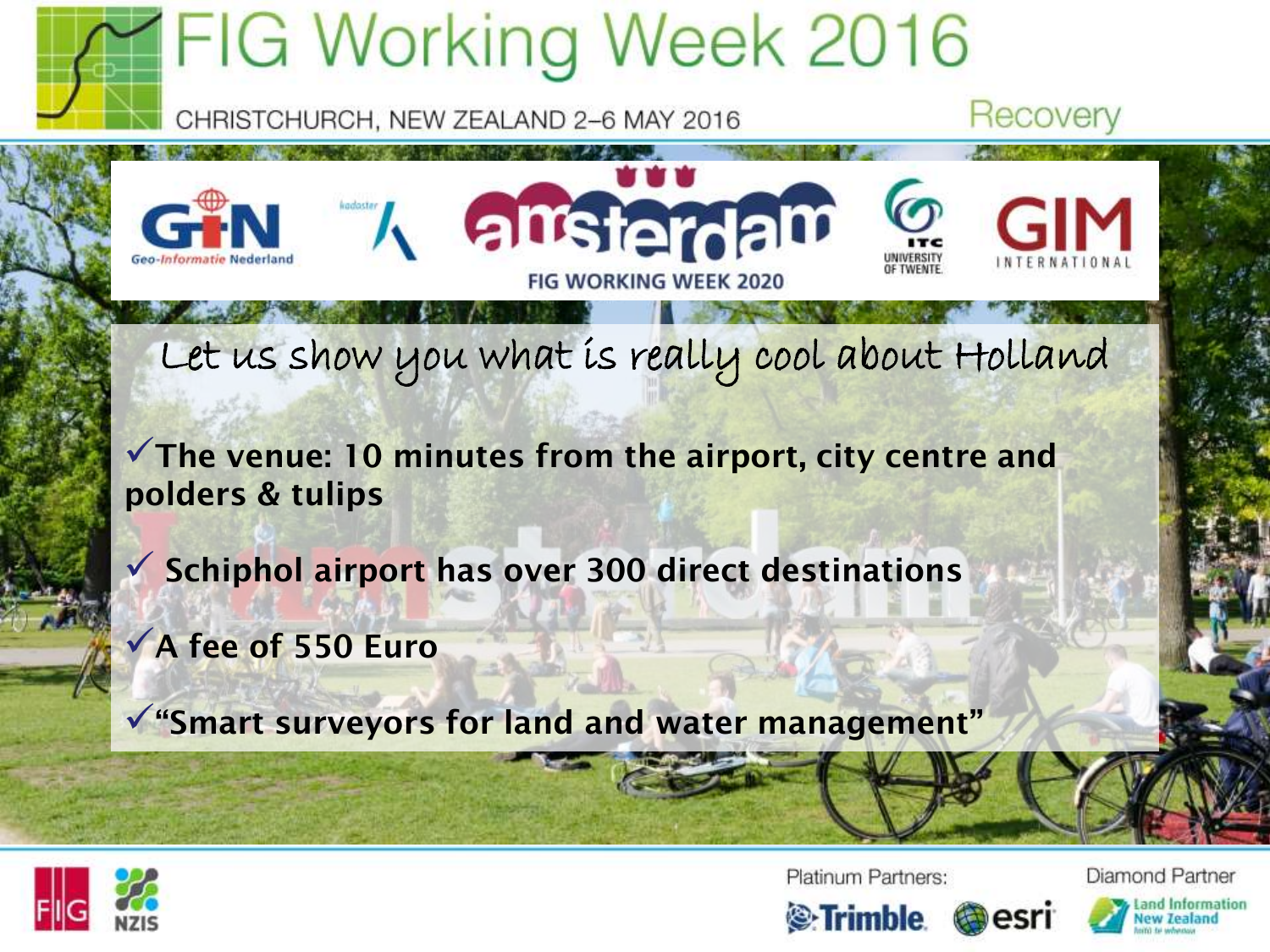FIG WORKING WEEK 2020

## Let us show you what is really cool about Holland

- ✓ **The venue: 10 minutes from the airport, city centre and polders & tulips**
- ✓ **Schiphol airport has over 300 direct destinations**
- ✓ **A fee of 550 Euro**
- ✓ **"Smart surveyors for land and water management"**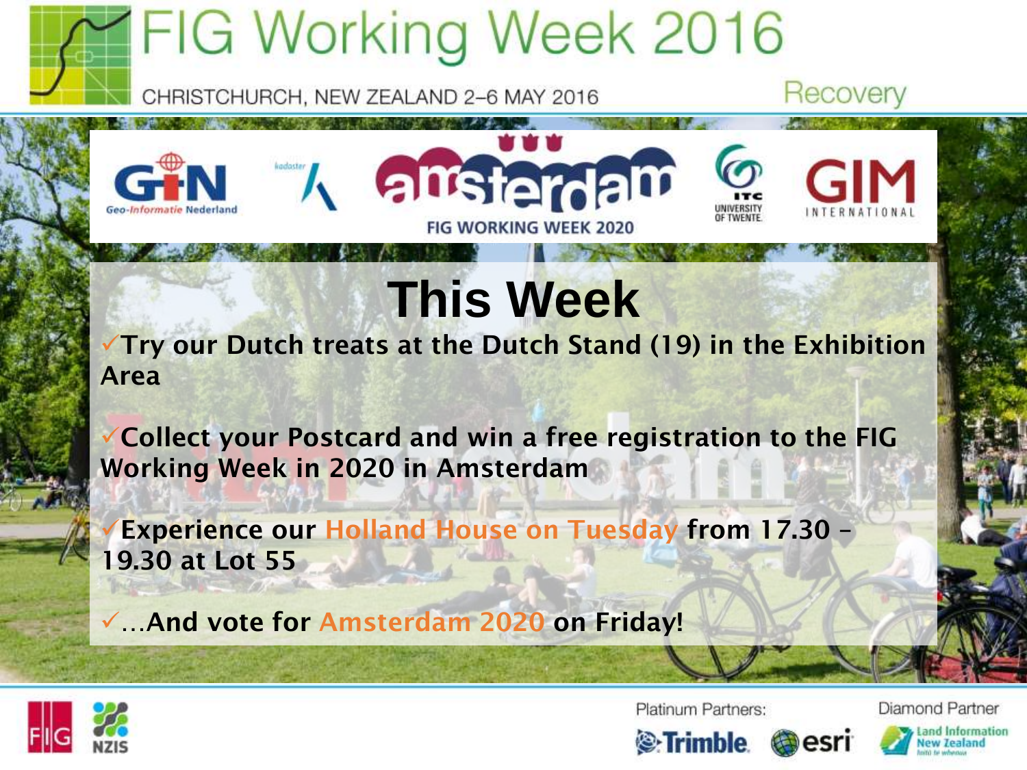# This Week

- ✓Try our Dutch treats at the Dutch Stand (19) in the Exhibition Area
- ✓Collect your Postcard and win a free registration to the FIG Working Week in 2020 in Amsterdam
- ✓Experience our Holland House on Tuesday from 17.30 – 19.30 at Lot 55
- ✓…And vote for Amsterdam 2020 on Friday!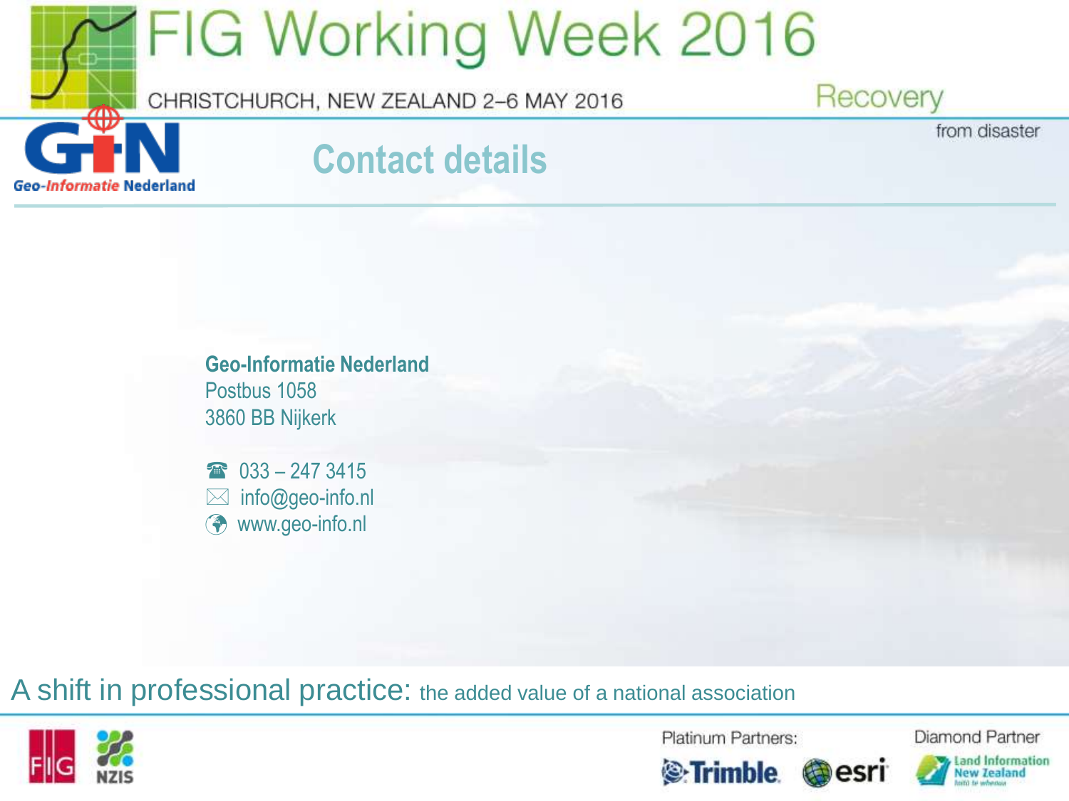## Contact details

**Geo-Informatie Nederland**
Postbus 1058
3860 BB Nijkerk

☎ 033 – 247 3415
✉ info@geo-info.nl
www.geo-info.nl